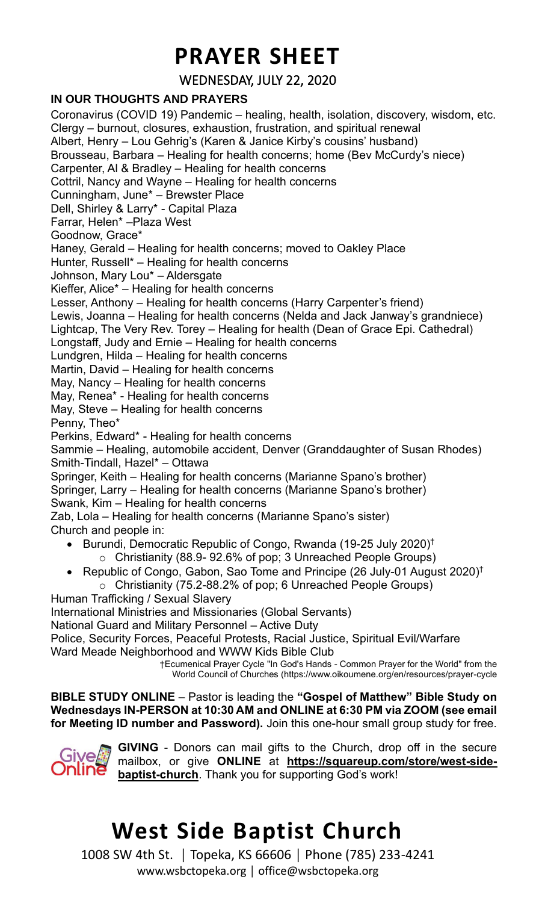# PRAYER SHEET

WEDNESDAY, JULY 22, 2020

**IN OUR THOUGHTS AND PRAYERS**

Coronavirus (COVID 19) Pandemic – healing, health, isolation, discovery, wisdom, etc.
Clergy – burnout, closures, exhaustion, frustration, and spiritual renewal
Albert, Henry – Lou Gehrig's (Karen & Janice Kirby's cousins' husband)
Brousseau, Barbara – Healing for health concerns; home (Bev McCurdy's niece)
Carpenter, Al & Bradley – Healing for health concerns
Cottril, Nancy and Wayne – Healing for health concerns
Cunningham, June* – Brewster Place
Dell, Shirley & Larry* - Capital Plaza
Farrar, Helen* –Plaza West
Goodnow, Grace*
Haney, Gerald – Healing for health concerns; moved to Oakley Place
Hunter, Russell* – Healing for health concerns
Johnson, Mary Lou* – Aldersgate
Kieffer, Alice* – Healing for health concerns
Lesser, Anthony – Healing for health concerns (Harry Carpenter's friend)
Lewis, Joanna – Healing for health concerns (Nelda and Jack Janway's grandniece)
Lightcap, The Very Rev. Torey – Healing for health (Dean of Grace Epi. Cathedral)
Longstaff, Judy and Ernie – Healing for health concerns
Lundgren, Hilda – Healing for health concerns
Martin, David – Healing for health concerns
May, Nancy – Healing for health concerns
May, Renea* - Healing for health concerns
May, Steve – Healing for health concerns
Penny, Theo*
Perkins, Edward* - Healing for health concerns
Sammie – Healing, automobile accident, Denver (Granddaughter of Susan Rhodes)
Smith-Tindall, Hazel* – Ottawa
Springer, Keith – Healing for health concerns (Marianne Spano's brother)
Springer, Larry – Healing for health concerns (Marianne Spano's brother)
Swank, Kim – Healing for health concerns
Zab, Lola – Healing for health concerns (Marianne Spano's sister)
Church and people in:

- Burundi, Democratic Republic of Congo, Rwanda (19-25 July 2020)†
  - Christianity (88.9- 92.6% of pop; 3 Unreached People Groups)
- Republic of Congo, Gabon, Sao Tome and Principe (26 July-01 August 2020)†
  - Christianity (75.2-88.2% of pop; 6 Unreached People Groups)

Human Trafficking / Sexual Slavery
International Ministries and Missionaries (Global Servants)
National Guard and Military Personnel – Active Duty
Police, Security Forces, Peaceful Protests, Racial Justice, Spiritual Evil/Warfare
Ward Meade Neighborhood and WWW Kids Bible Club

†Ecumenical Prayer Cycle "In God's Hands - Common Prayer for the World" from the World Council of Churches (https://www.oikoumene.org/en/resources/prayer-cycle

**BIBLE STUDY ONLINE** – Pastor is leading the **"Gospel of Matthew" Bible Study on Wednesdays IN-PERSON at 10:30 AM and ONLINE at 6:30 PM via ZOOM (see email for Meeting ID number and Password).** Join this one-hour small group study for free.

**GIVING** - Donors can mail gifts to the Church, drop off in the secure mailbox, or give **ONLINE** at **https://squareup.com/store/west-side-baptist-church**. Thank you for supporting God's work!

# West Side Baptist Church

1008 SW 4th St. | Topeka, KS 66606 | Phone (785) 233-4241
www.wsbctopeka.org | office@wsbctopeka.org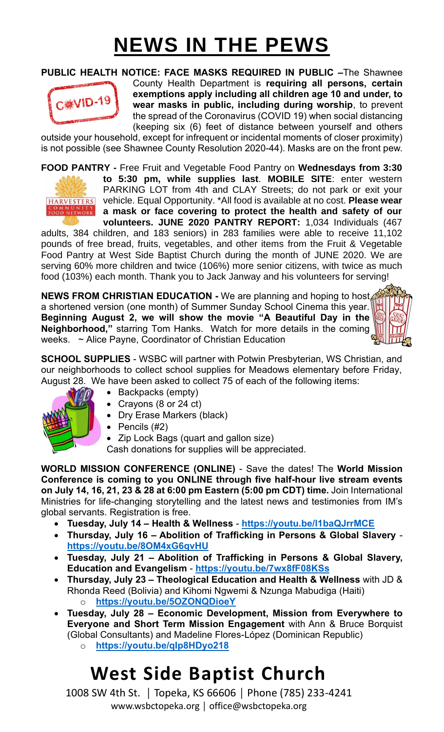# NEWS IN THE PEWS

**PUBLIC HEALTH NOTICE: FACE MASKS REQUIRED IN PUBLIC –**The Shawnee County Health Department is **requiring all persons, certain exemptions apply including all children age 10 and under, to wear masks in public, including during worship**, to prevent the spread of the Coronavirus (COVID 19) when social distancing (keeping six (6) feet of distance between yourself and others outside your household, except for infrequent or incidental moments of closer proximity) is not possible (see Shawnee County Resolution 2020-44). Masks are on the front pew.

**FOOD PANTRY -** Free Fruit and Vegetable Food Pantry on **Wednesdays from 3:30 to 5:30 pm, while supplies last**. **MOBILE SITE**: enter western PARKING LOT from 4th and CLAY Streets; do not park or exit your vehicle. Equal Opportunity. *All food is available at no cost. **Please wear a mask or face covering to protect the health and safety of our volunteers. JUNE 2020 PANTRY REPORT:** 1,034 Individuals (467 adults, 384 children, and 183 seniors) in 283 families were able to receive 11,102 pounds of free bread, fruits, vegetables, and other items from the Fruit & Vegetable Food Pantry at West Side Baptist Church during the month of JUNE 2020. We are serving 60% more children and twice (106%) more senior citizens, with twice as much food (103%) each month. Thank you to Jack Janway and his volunteers for serving!

**NEWS FROM CHRISTIAN EDUCATION -** We are planning and hoping to host a shortened version (one month) of Summer Sunday School Cinema this year. **Beginning August 2, we will show the movie "A Beautiful Day in the Neighborhood,"** starring Tom Hanks. Watch for more details in the coming weeks. ~ Alice Payne, Coordinator of Christian Education

**SCHOOL SUPPLIES** - WSBC will partner with Potwin Presbyterian, WS Christian, and our neighborhoods to collect school supplies for Meadows elementary before Friday, August 28. We have been asked to collect 75 of each of the following items:

- Backpacks (empty)
- Crayons (8 or 24 ct)
- Dry Erase Markers (black)
- Pencils (#2)
- Zip Lock Bags (quart and gallon size)

Cash donations for supplies will be appreciated.

**WORLD MISSION CONFERENCE (ONLINE)** - Save the dates! The **World Mission Conference is coming to you ONLINE through five half-hour live stream events on July 14, 16, 21, 23 & 28 at 6:00 pm Eastern (5:00 pm CDT) time.** Join International Ministries for life-changing storytelling and the latest news and testimonies from IM's global servants. Registration is free.

- **Tuesday, July 14 – Health & Wellness** - **https://youtu.be/l1baQJrrMCE**
- **Thursday, July 16 – Abolition of Trafficking in Persons & Global Slavery** - **https://youtu.be/8OM4xG6qvHU**
- **Tuesday, July 21 – Abolition of Trafficking in Persons & Global Slavery, Education and Evangelism** - **https://youtu.be/7wx8fF08KSs**
- **Thursday, July 23 – Theological Education and Health & Wellness** with JD & Rhonda Reed (Bolivia) and Kihomi Ngwemi & Nzunga Mabudiga (Haiti)
  - **https://youtu.be/5OZONQDioeY**
- **Tuesday, July 28 – Economic Development, Mission from Everywhere to Everyone and Short Term Mission Engagement** with Ann & Bruce Borquist (Global Consultants) and Madeline Flores-López (Dominican Republic)
  - **https://youtu.be/qlp8HDyo218**

## West Side Baptist Church

1008 SW 4th St. | Topeka, KS 66606 | Phone (785) 233-4241
www.wsbctopeka.org | office@wsbctopeka.org